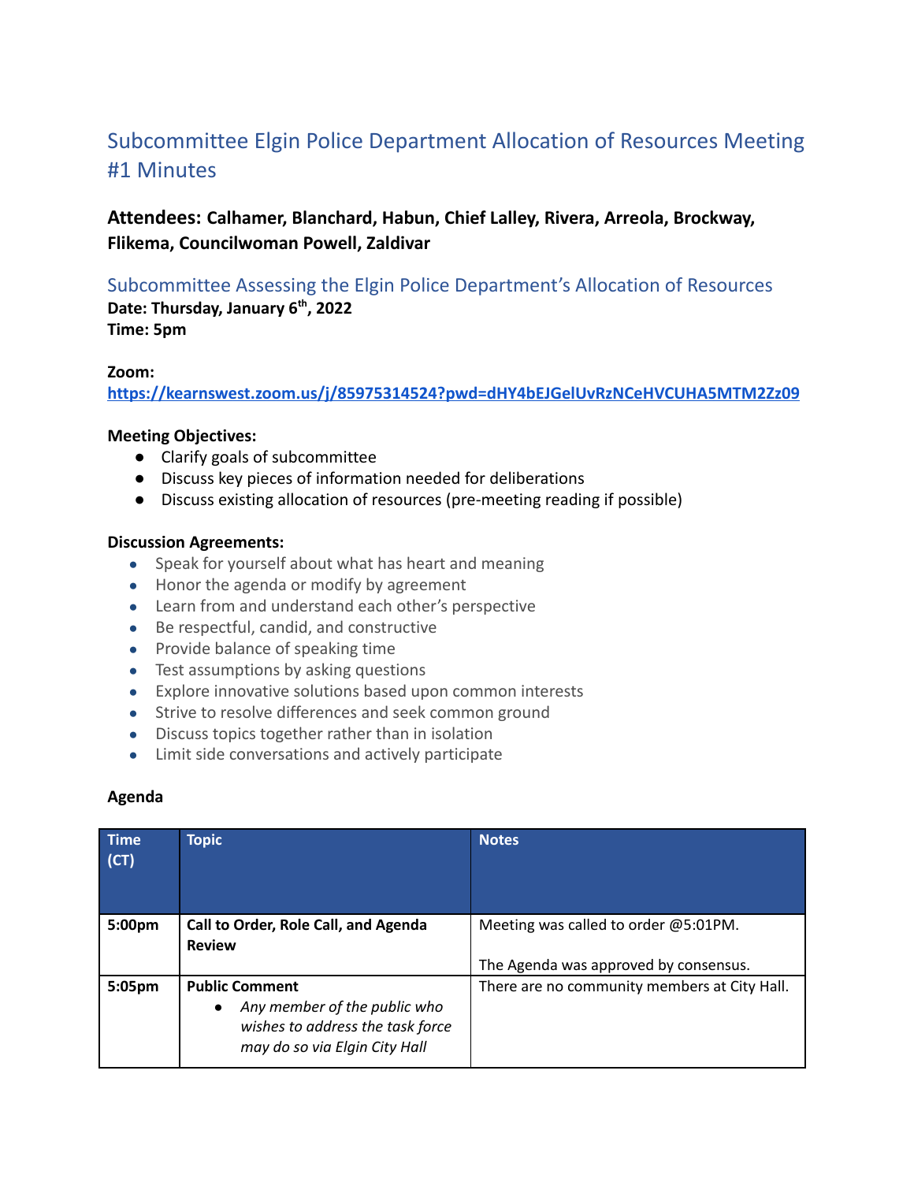# Subcommittee Elgin Police Department Allocation of Resources Meeting #1 Minutes

### Attendees: Calhamer, Blanchard, Habun, Chief Lalley, Rivera, Arreola, Brockway, Flikema, Councilwoman Powell, Zaldivar

## Subcommittee Assessing the Elgin Police Department's Allocation of Resources

**Date: Thursday, January 6th, 2022**
**Time: 5pm**

**Zoom:**
**https://kearnswest.zoom.us/j/85975314524?pwd=dHY4bEJGelUvRzNCeHVCUHA5MTM2Zz09**

**Meeting Objectives:**

- Clarify goals of subcommittee
- Discuss key pieces of information needed for deliberations
- Discuss existing allocation of resources (pre-meeting reading if possible)

**Discussion Agreements:**

- Speak for yourself about what has heart and meaning
- Honor the agenda or modify by agreement
- Learn from and understand each other's perspective
- Be respectful, candid, and constructive
- Provide balance of speaking time
- Test assumptions by asking questions
- Explore innovative solutions based upon common interests
- Strive to resolve differences and seek common ground
- Discuss topics together rather than in isolation
- Limit side conversations and actively participate

**Agenda**

| Time (CT) | Topic | Notes |
|---|---|---|
| 5:00pm | **Call to Order, Role Call, and Agenda Review** | Meeting was called to order @5:01PM.<br><br>The Agenda was approved by consensus. |
| 5:05pm | **Public Comment**<br>• *Any member of the public who wishes to address the task force may do so via Elgin City Hall* | There are no community members at City Hall. |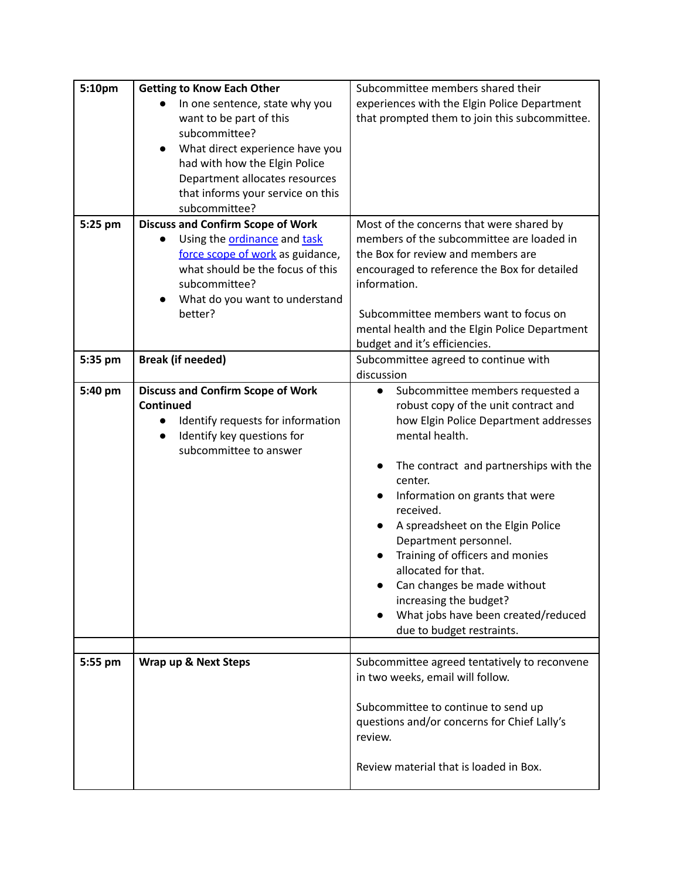| | | |
|---|---|---|
| **5:10pm** | **Getting to Know Each Other**<br>• In one sentence, state why you want to be part of this subcommittee?<br>• What direct experience have you had with how the Elgin Police Department allocates resources that informs your service on this subcommittee? | Subcommittee members shared their experiences with the Elgin Police Department that prompted them to join this subcommittee. |
| **5:25 pm** | **Discuss and Confirm Scope of Work**<br>• Using the ordinance and task force scope of work as guidance, what should be the focus of this subcommittee?<br>• What do you want to understand better? | Most of the concerns that were shared by members of the subcommittee are loaded in the Box for review and members are encouraged to reference the Box for detailed information.<br><br>Subcommittee members want to focus on mental health and the Elgin Police Department budget and it's efficiencies. |
| **5:35 pm** | **Break (if needed)** | Subcommittee agreed to continue with discussion |
| **5:40 pm** | **Discuss and Confirm Scope of Work Continued**<br>• Identify requests for information<br>• Identify key questions for subcommittee to answer | • Subcommittee members requested a robust copy of the unit contract and how Elgin Police Department addresses mental health.<br><br>• The contract and partnerships with the center.<br>• Information on grants that were received.<br>• A spreadsheet on the Elgin Police Department personnel.<br>• Training of officers and monies allocated for that.<br>• Can changes be made without increasing the budget?<br>• What jobs have been created/reduced due to budget restraints. |
| | | |
| **5:55 pm** | **Wrap up & Next Steps** | Subcommittee agreed tentatively to reconvene in two weeks, email will follow.<br><br>Subcommittee to continue to send up questions and/or concerns for Chief Lally's review.<br><br>Review material that is loaded in Box. |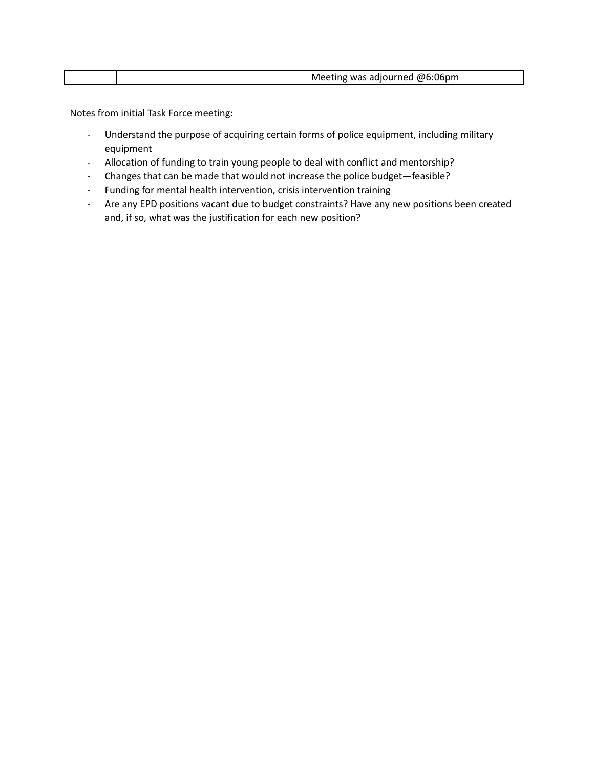| | | |
|---|---|---|
| | | Meeting was adjourned @6:06pm |

Notes from initial Task Force meeting:

- Understand the purpose of acquiring certain forms of police equipment, including military equipment
- Allocation of funding to train young people to deal with conflict and mentorship?
- Changes that can be made that would not increase the police budget—feasible?
- Funding for mental health intervention, crisis intervention training
- Are any EPD positions vacant due to budget constraints? Have any new positions been created and, if so, what was the justification for each new position?